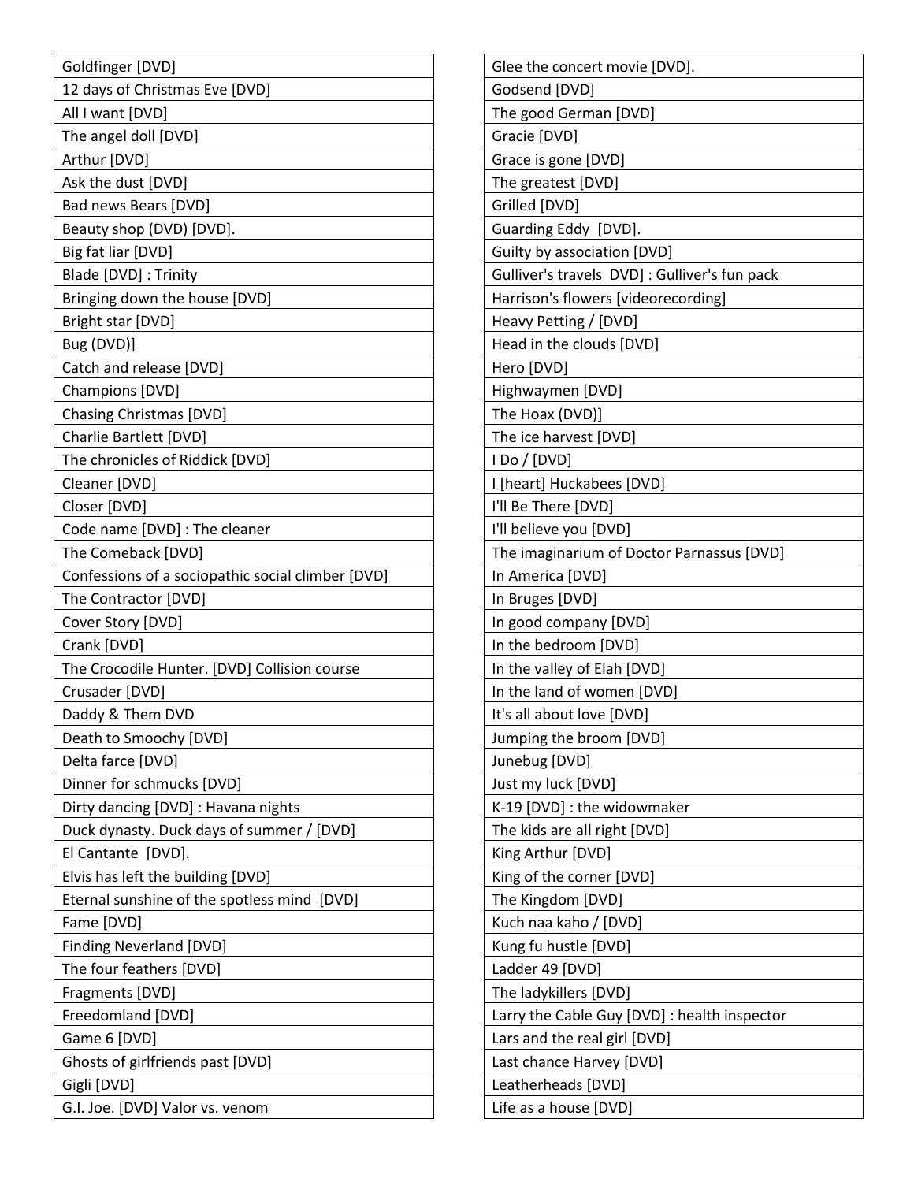- Goldfinger [DVD]
- 12 days of Christmas Eve [DVD]
- All I want [DVD]
- The angel doll [DVD]
- Arthur [DVD]
- Ask the dust [DVD]
- Bad news Bears [DVD]
- Beauty shop (DVD) [DVD].
- Big fat liar [DVD]
- Blade [DVD] : Trinity
- Bringing down the house [DVD]
- Bright star [DVD]
- Bug (DVD)]
- Catch and release [DVD]
- Champions [DVD]
- Chasing Christmas [DVD]
- Charlie Bartlett [DVD]
- The chronicles of Riddick [DVD]
- Cleaner [DVD]
- Closer [DVD]
- Code name [DVD] : The cleaner
- The Comeback [DVD]
- Confessions of a sociopathic social climber [DVD]
- The Contractor [DVD]
- Cover Story [DVD]
- Crank [DVD]
- The Crocodile Hunter. [DVD] Collision course
- Crusader [DVD]
- Daddy & Them DVD
- Death to Smoochy [DVD]
- Delta farce [DVD]
- Dinner for schmucks [DVD]
- Dirty dancing [DVD] : Havana nights
- Duck dynasty. Duck days of summer / [DVD]
- El Cantante [DVD].
- Elvis has left the building [DVD]
- Eternal sunshine of the spotless mind [DVD]
- Fame [DVD]
- Finding Neverland [DVD]
- The four feathers [DVD]
- Fragments [DVD]
- Freedomland [DVD]
- Game 6 [DVD]
- Ghosts of girlfriends past [DVD]
- Gigli [DVD]
- G.I. Joe. [DVD] Valor vs. venom
- Glee the concert movie [DVD].
- Godsend [DVD]
- The good German [DVD]
- Gracie [DVD]
- Grace is gone [DVD]
- The greatest [DVD]
- Grilled [DVD]
- Guarding Eddy [DVD].
- Guilty by association [DVD]
- Gulliver's travels DVD] : Gulliver's fun pack
- Harrison's flowers [videorecording]
- Heavy Petting / [DVD]
- Head in the clouds [DVD]
- Hero [DVD]
- Highwaymen [DVD]
- The Hoax (DVD)]
- The ice harvest [DVD]
- I Do / [DVD]
- I [heart] Huckabees [DVD]
- I'll Be There [DVD]
- I'll believe you [DVD]
- The imaginarium of Doctor Parnassus [DVD]
- In America [DVD]
- In Bruges [DVD]
- In good company [DVD]
- In the bedroom [DVD]
- In the valley of Elah [DVD]
- In the land of women [DVD]
- It's all about love [DVD]
- Jumping the broom [DVD]
- Junebug [DVD]
- Just my luck [DVD]
- K-19 [DVD] : the widowmaker
- The kids are all right [DVD]
- King Arthur [DVD]
- King of the corner [DVD]
- The Kingdom [DVD]
- Kuch naa kaho / [DVD]
- Kung fu hustle [DVD]
- Ladder 49 [DVD]
- The ladykillers [DVD]
- Larry the Cable Guy [DVD] : health inspector
- Lars and the real girl [DVD]
- Last chance Harvey [DVD]
- Leatherheads [DVD]
- Life as a house [DVD]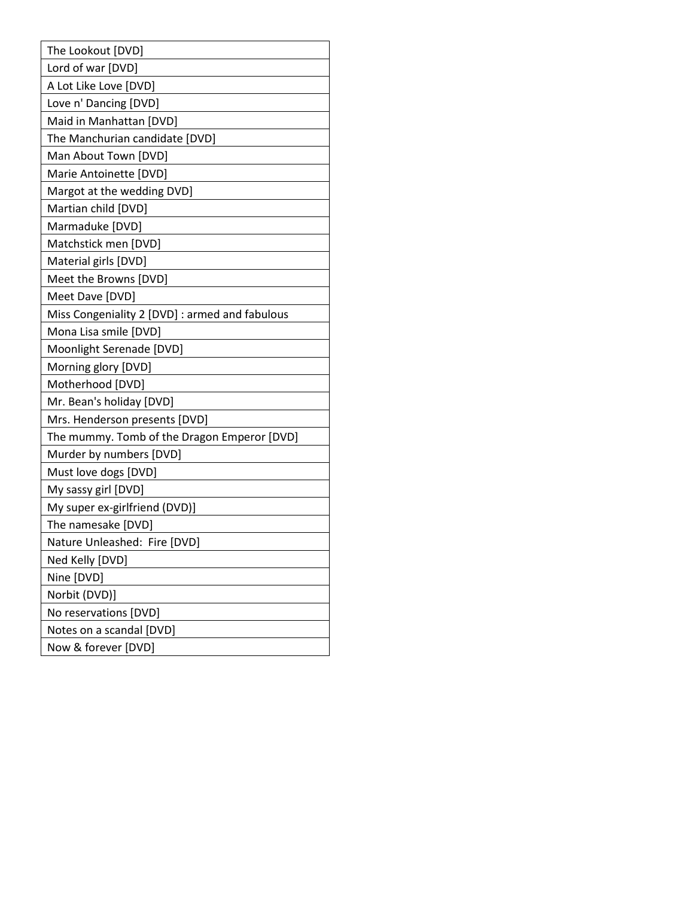| |
|---|
| The Lookout [DVD] |
| Lord of war [DVD] |
| A Lot Like Love [DVD] |
| Love n' Dancing [DVD] |
| Maid in Manhattan [DVD] |
| The Manchurian candidate [DVD] |
| Man About Town [DVD] |
| Marie Antoinette [DVD] |
| Margot at the wedding DVD] |
| Martian child [DVD] |
| Marmaduke [DVD] |
| Matchstick men [DVD] |
| Material girls [DVD] |
| Meet the Browns [DVD] |
| Meet Dave [DVD] |
| Miss Congeniality 2 [DVD] : armed and fabulous |
| Mona Lisa smile [DVD] |
| Moonlight Serenade [DVD] |
| Morning glory [DVD] |
| Motherhood [DVD] |
| Mr. Bean's holiday [DVD] |
| Mrs. Henderson presents [DVD] |
| The mummy. Tomb of the Dragon Emperor [DVD] |
| Murder by numbers [DVD] |
| Must love dogs [DVD] |
| My sassy girl [DVD] |
| My super ex-girlfriend (DVD)] |
| The namesake [DVD] |
| Nature Unleashed:  Fire [DVD] |
| Ned Kelly [DVD] |
| Nine [DVD] |
| Norbit (DVD)] |
| No reservations [DVD] |
| Notes on a scandal [DVD] |
| Now & forever [DVD] |